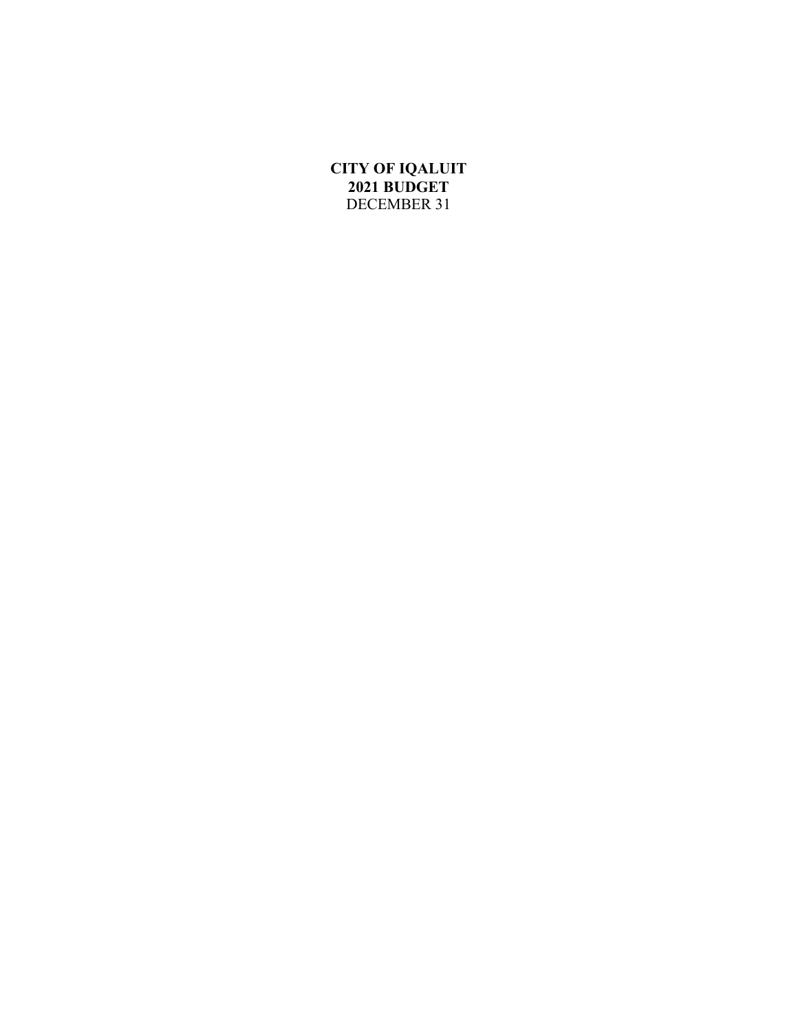**CITY OF IQALUIT**
**2021 BUDGET**
DECEMBER 31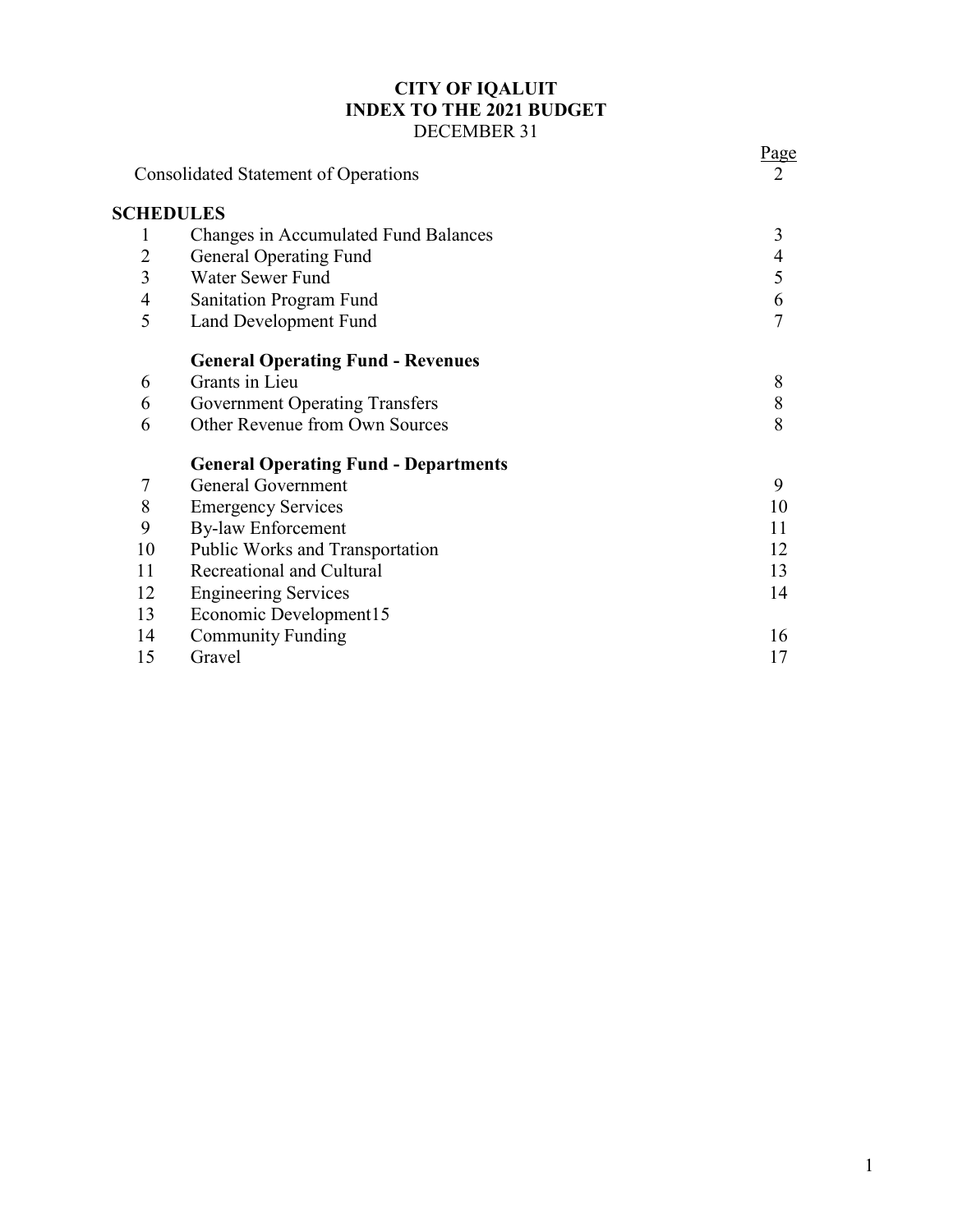# CITY OF IQALUIT
## INDEX TO THE 2021 BUDGET
DECEMBER 31

| | | Page |
|---|---|---|
| | Consolidated Statement of Operations | 2 |
| **SCHEDULES** | | |
| 1 | Changes in Accumulated Fund Balances | 3 |
| 2 | General Operating Fund | 4 |
| 3 | Water Sewer Fund | 5 |
| 4 | Sanitation Program Fund | 6 |
| 5 | Land Development Fund | 7 |
| | **General Operating Fund - Revenues** | |
| 6 | Grants in Lieu | 8 |
| 6 | Government Operating Transfers | 8 |
| 6 | Other Revenue from Own Sources | 8 |
| | **General Operating Fund - Departments** | |
| 7 | General Government | 9 |
| 8 | Emergency Services | 10 |
| 9 | By-law Enforcement | 11 |
| 10 | Public Works and Transportation | 12 |
| 11 | Recreational and Cultural | 13 |
| 12 | Engineering Services | 14 |
| 13 | Economic Development15 | |
| 14 | Community Funding | 16 |
| 15 | Gravel | 17 |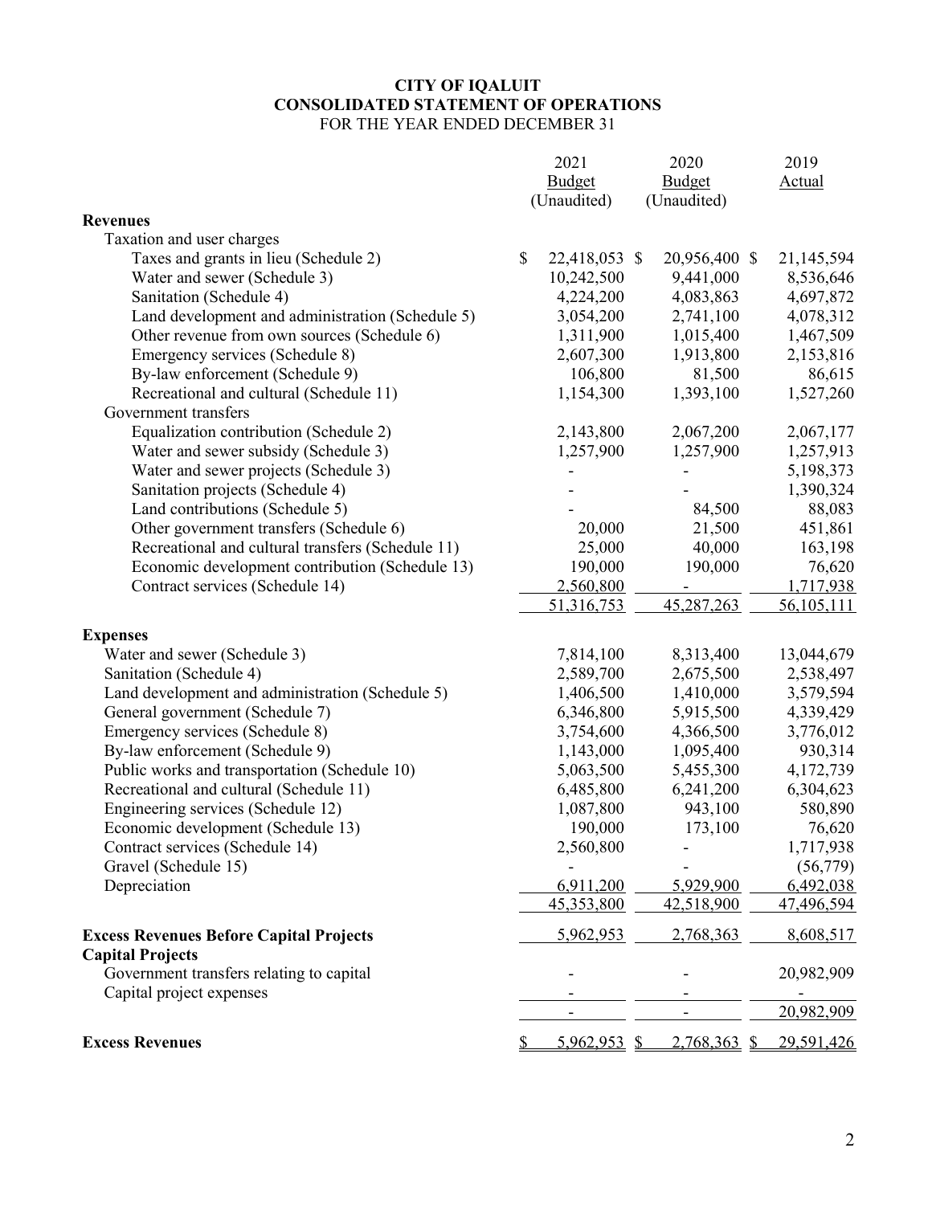**CITY OF IQALUIT**
**CONSOLIDATED STATEMENT OF OPERATIONS**
FOR THE YEAR ENDED DECEMBER 31

| | 2021 Budget (Unaudited) | 2020 Budget (Unaudited) | 2019 Actual |
|---|---|---|---|
| **Revenues** | | | |
| Taxation and user charges | | | |
| Taxes and grants in lieu (Schedule 2) | $ 22,418,053 | $ 20,956,400 | $ 21,145,594 |
| Water and sewer (Schedule 3) | 10,242,500 | 9,441,000 | 8,536,646 |
| Sanitation (Schedule 4) | 4,224,200 | 4,083,863 | 4,697,872 |
| Land development and administration (Schedule 5) | 3,054,200 | 2,741,100 | 4,078,312 |
| Other revenue from own sources (Schedule 6) | 1,311,900 | 1,015,400 | 1,467,509 |
| Emergency services (Schedule 8) | 2,607,300 | 1,913,800 | 2,153,816 |
| By-law enforcement (Schedule 9) | 106,800 | 81,500 | 86,615 |
| Recreational and cultural (Schedule 11) | 1,154,300 | 1,393,100 | 1,527,260 |
| Government transfers | | | |
| Equalization contribution (Schedule 2) | 2,143,800 | 2,067,200 | 2,067,177 |
| Water and sewer subsidy (Schedule 3) | 1,257,900 | 1,257,900 | 1,257,913 |
| Water and sewer projects (Schedule 3) | - | - | 5,198,373 |
| Sanitation projects (Schedule 4) | - | - | 1,390,324 |
| Land contributions (Schedule 5) | - | 84,500 | 88,083 |
| Other government transfers (Schedule 6) | 20,000 | 21,500 | 451,861 |
| Recreational and cultural transfers (Schedule 11) | 25,000 | 40,000 | 163,198 |
| Economic development contribution (Schedule 13) | 190,000 | 190,000 | 76,620 |
| Contract services (Schedule 14) | 2,560,800 | - | 1,717,938 |
| | 51,316,753 | 45,287,263 | 56,105,111 |
| **Expenses** | | | |
| Water and sewer (Schedule 3) | 7,814,100 | 8,313,400 | 13,044,679 |
| Sanitation (Schedule 4) | 2,589,700 | 2,675,500 | 2,538,497 |
| Land development and administration (Schedule 5) | 1,406,500 | 1,410,000 | 3,579,594 |
| General government (Schedule 7) | 6,346,800 | 5,915,500 | 4,339,429 |
| Emergency services (Schedule 8) | 3,754,600 | 4,366,500 | 3,776,012 |
| By-law enforcement (Schedule 9) | 1,143,000 | 1,095,400 | 930,314 |
| Public works and transportation (Schedule 10) | 5,063,500 | 5,455,300 | 4,172,739 |
| Recreational and cultural (Schedule 11) | 6,485,800 | 6,241,200 | 6,304,623 |
| Engineering services (Schedule 12) | 1,087,800 | 943,100 | 580,890 |
| Economic development (Schedule 13) | 190,000 | 173,100 | 76,620 |
| Contract services (Schedule 14) | 2,560,800 | - | 1,717,938 |
| Gravel (Schedule 15) | - | - | (56,779) |
| Depreciation | 6,911,200 | 5,929,900 | 6,492,038 |
| | 45,353,800 | 42,518,900 | 47,496,594 |
| **Excess Revenues Before Capital Projects** | 5,962,953 | 2,768,363 | 8,608,517 |
| **Capital Projects** | | | |
| Government transfers relating to capital | - | - | 20,982,909 |
| Capital project expenses | - | - | - |
| | - | - | 20,982,909 |
| **Excess Revenues** | $ 5,962,953 | $ 2,768,363 | $ 29,591,426 |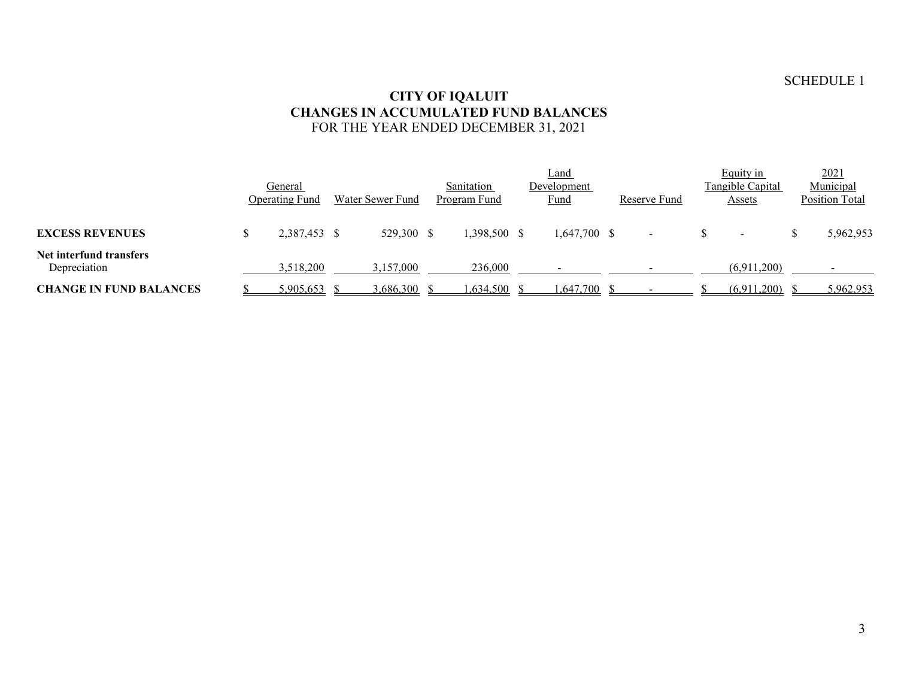SCHEDULE 1

# CITY OF IQALUIT
## CHANGES IN ACCUMULATED FUND BALANCES
FOR THE YEAR ENDED DECEMBER 31, 2021

| | General Operating Fund | Water Sewer Fund | Sanitation Program Fund | Land Development Fund | Reserve Fund | Equity in Tangible Capital Assets | 2021 Municipal Position Total |
|---|---|---|---|---|---|---|---|
| **EXCESS REVENUES** | $ 2,387,453 | $ 529,300 | $ 1,398,500 | $ 1,647,700 | $ - | $ - | $ 5,962,953 |
| **Net interfund transfers** | | | | | | | |
| Depreciation | 3,518,200 | 3,157,000 | 236,000 | - | - | (6,911,200) | - |
| **CHANGE IN FUND BALANCES** | $ 5,905,653 | $ 3,686,300 | $ 1,634,500 | $ 1,647,700 | $ - | $ (6,911,200) | $ 5,962,953 |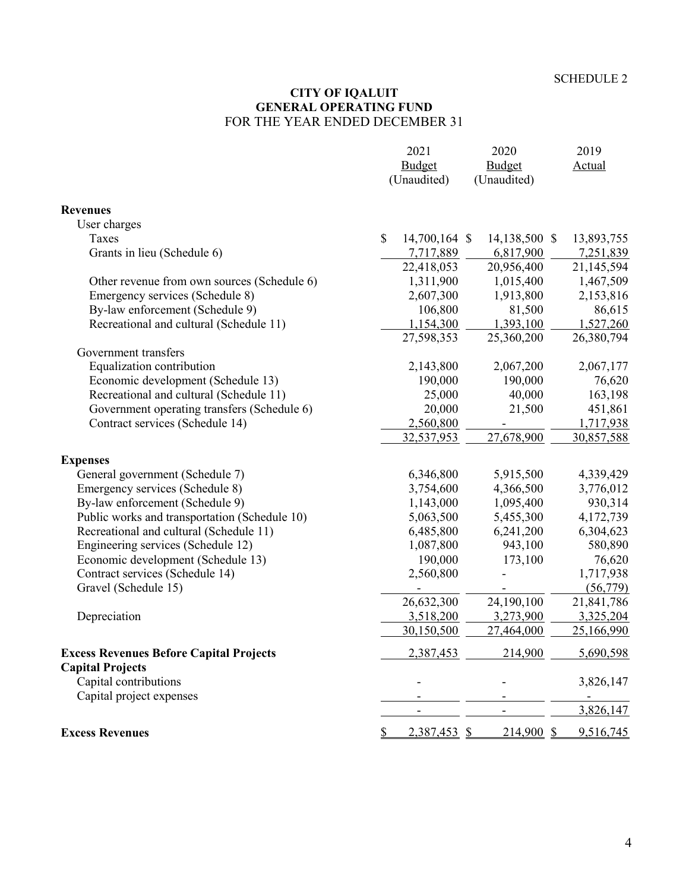SCHEDULE 2

# CITY OF IQALUIT
## GENERAL OPERATING FUND
FOR THE YEAR ENDED DECEMBER 31

| | 2021 Budget (Unaudited) | 2020 Budget (Unaudited) | 2019 Actual |
|---|---|---|---|
| **Revenues** | | | |
| User charges | | | |
| Taxes | $ 14,700,164 | $ 14,138,500 | $ 13,893,755 |
| Grants in lieu (Schedule 6) | 7,717,889 | 6,817,900 | 7,251,839 |
| | 22,418,053 | 20,956,400 | 21,145,594 |
| Other revenue from own sources (Schedule 6) | 1,311,900 | 1,015,400 | 1,467,509 |
| Emergency services (Schedule 8) | 2,607,300 | 1,913,800 | 2,153,816 |
| By-law enforcement (Schedule 9) | 106,800 | 81,500 | 86,615 |
| Recreational and cultural (Schedule 11) | 1,154,300 | 1,393,100 | 1,527,260 |
| | 27,598,353 | 25,360,200 | 26,380,794 |
| Government transfers | | | |
| Equalization contribution | 2,143,800 | 2,067,200 | 2,067,177 |
| Economic development (Schedule 13) | 190,000 | 190,000 | 76,620 |
| Recreational and cultural (Schedule 11) | 25,000 | 40,000 | 163,198 |
| Government operating transfers (Schedule 6) | 20,000 | 21,500 | 451,861 |
| Contract services (Schedule 14) | 2,560,800 | - | 1,717,938 |
| | 32,537,953 | 27,678,900 | 30,857,588 |
| **Expenses** | | | |
| General government (Schedule 7) | 6,346,800 | 5,915,500 | 4,339,429 |
| Emergency services (Schedule 8) | 3,754,600 | 4,366,500 | 3,776,012 |
| By-law enforcement (Schedule 9) | 1,143,000 | 1,095,400 | 930,314 |
| Public works and transportation (Schedule 10) | 5,063,500 | 5,455,300 | 4,172,739 |
| Recreational and cultural (Schedule 11) | 6,485,800 | 6,241,200 | 6,304,623 |
| Engineering services (Schedule 12) | 1,087,800 | 943,100 | 580,890 |
| Economic development (Schedule 13) | 190,000 | 173,100 | 76,620 |
| Contract services (Schedule 14) | 2,560,800 | - | 1,717,938 |
| Gravel (Schedule 15) | - | - | (56,779) |
| | 26,632,300 | 24,190,100 | 21,841,786 |
| Depreciation | 3,518,200 | 3,273,900 | 3,325,204 |
| | 30,150,500 | 27,464,000 | 25,166,990 |
| **Excess Revenues Before Capital Projects** | 2,387,453 | 214,900 | 5,690,598 |
| **Capital Projects** | | | |
| Capital contributions | - | - | 3,826,147 |
| Capital project expenses | - | - | - |
| | - | - | 3,826,147 |
| **Excess Revenues** | $ 2,387,453 | $ 214,900 | $ 9,516,745 |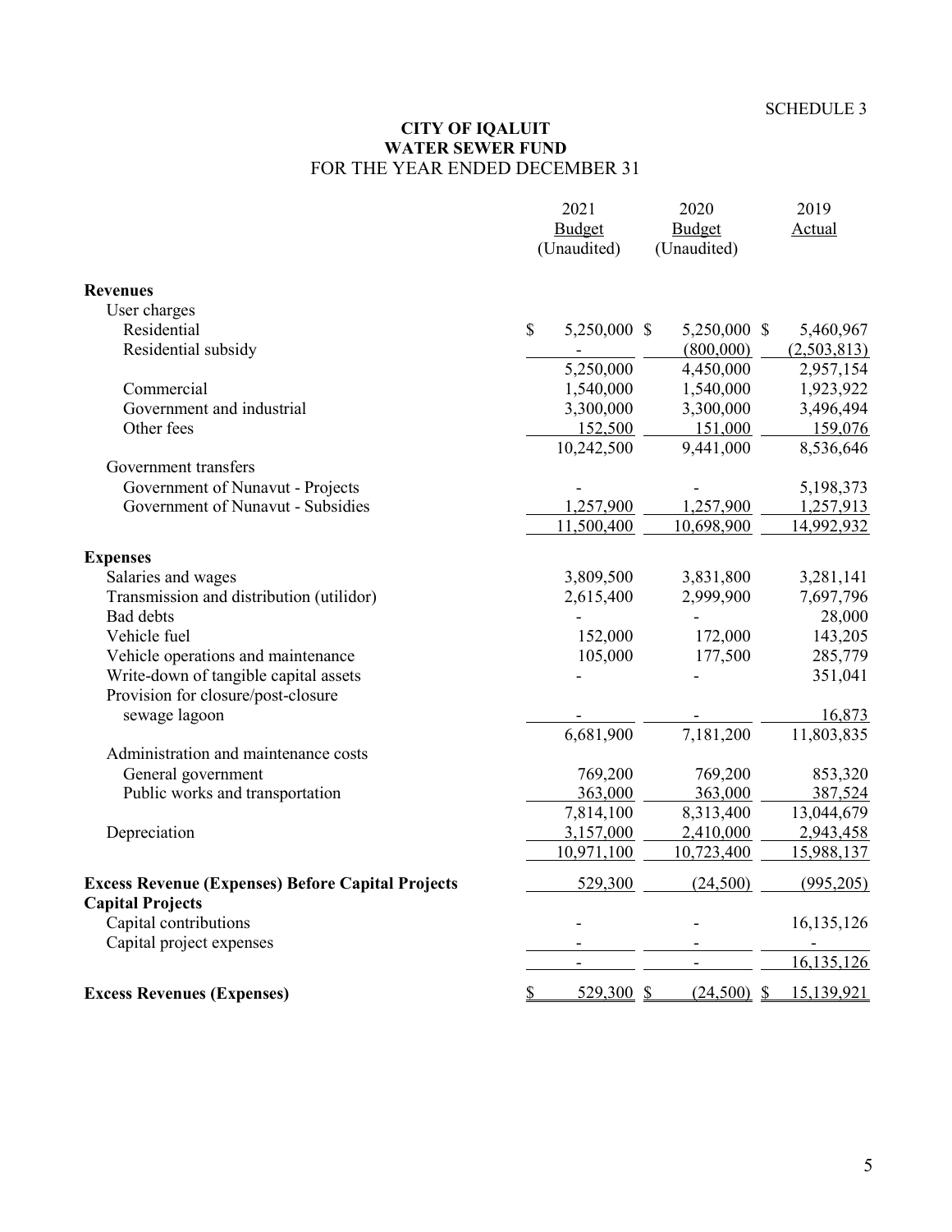SCHEDULE 3

# CITY OF IQALUIT
## WATER SEWER FUND
### FOR THE YEAR ENDED DECEMBER 31

| | 2021 Budget (Unaudited) | 2020 Budget (Unaudited) | 2019 Actual |
|---|---|---|---|
| **Revenues** | | | |
| User charges | | | |
| Residential | $ 5,250,000 | $ 5,250,000 | $ 5,460,967 |
| Residential subsidy | - | (800,000) | (2,503,813) |
| | 5,250,000 | 4,450,000 | 2,957,154 |
| Commercial | 1,540,000 | 1,540,000 | 1,923,922 |
| Government and industrial | 3,300,000 | 3,300,000 | 3,496,494 |
| Other fees | 152,500 | 151,000 | 159,076 |
| | 10,242,500 | 9,441,000 | 8,536,646 |
| Government transfers | | | |
| Government of Nunavut - Projects | - | - | 5,198,373 |
| Government of Nunavut - Subsidies | 1,257,900 | 1,257,900 | 1,257,913 |
| | 11,500,400 | 10,698,900 | 14,992,932 |
| **Expenses** | | | |
| Salaries and wages | 3,809,500 | 3,831,800 | 3,281,141 |
| Transmission and distribution (utilidor) | 2,615,400 | 2,999,900 | 7,697,796 |
| Bad debts | - | - | 28,000 |
| Vehicle fuel | 152,000 | 172,000 | 143,205 |
| Vehicle operations and maintenance | 105,000 | 177,500 | 285,779 |
| Write-down of tangible capital assets | - | - | 351,041 |
| Provision for closure/post-closure sewage lagoon | - | - | 16,873 |
| | 6,681,900 | 7,181,200 | 11,803,835 |
| Administration and maintenance costs | | | |
| General government | 769,200 | 769,200 | 853,320 |
| Public works and transportation | 363,000 | 363,000 | 387,524 |
| | 7,814,100 | 8,313,400 | 13,044,679 |
| Depreciation | 3,157,000 | 2,410,000 | 2,943,458 |
| | 10,971,100 | 10,723,400 | 15,988,137 |
| **Excess Revenue (Expenses) Before Capital Projects** | 529,300 | (24,500) | (995,205) |
| **Capital Projects** | | | |
| Capital contributions | - | - | 16,135,126 |
| Capital project expenses | - | - | - |
| | - | - | 16,135,126 |
| **Excess Revenues (Expenses)** | $ 529,300 | $ (24,500) | $ 15,139,921 |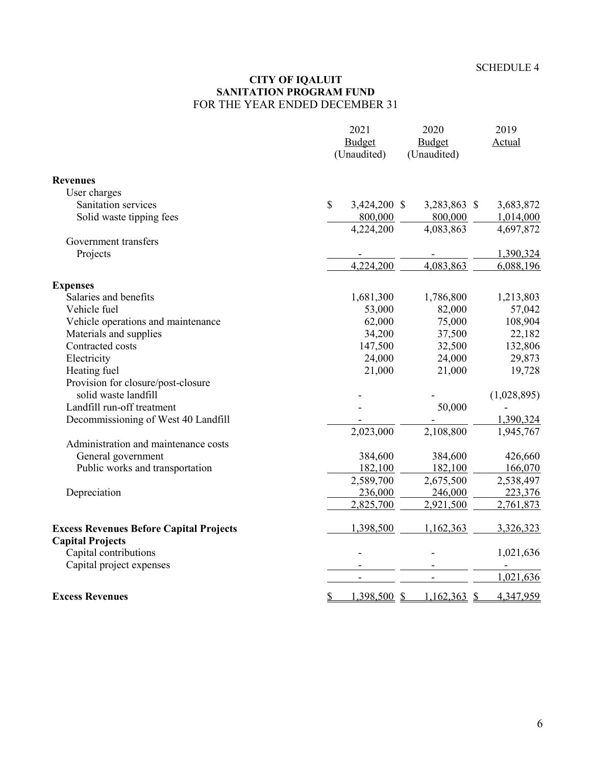SCHEDULE 4

# CITY OF IQALUIT
## SANITATION PROGRAM FUND
FOR THE YEAR ENDED DECEMBER 31

| | 2021 Budget (Unaudited) | 2020 Budget (Unaudited) | 2019 Actual |
|---|---|---|---|
| **Revenues** | | | |
| User charges | | | |
| Sanitation services | $ 3,424,200 | $ 3,283,863 | $ 3,683,872 |
| Solid waste tipping fees | 800,000 | 800,000 | 1,014,000 |
| | 4,224,200 | 4,083,863 | 4,697,872 |
| Government transfers | | | |
| Projects | - | - | 1,390,324 |
| | 4,224,200 | 4,083,863 | 6,088,196 |
| **Expenses** | | | |
| Salaries and benefits | 1,681,300 | 1,786,800 | 1,213,803 |
| Vehicle fuel | 53,000 | 82,000 | 57,042 |
| Vehicle operations and maintenance | 62,000 | 75,000 | 108,904 |
| Materials and supplies | 34,200 | 37,500 | 22,182 |
| Contracted costs | 147,500 | 32,500 | 132,806 |
| Electricity | 24,000 | 24,000 | 29,873 |
| Heating fuel | 21,000 | 21,000 | 19,728 |
| Provision for closure/post-closure solid waste landfill | - | - | (1,028,895) |
| Landfill run-off treatment | - | 50,000 | - |
| Decommissioning of West 40 Landfill | - | - | 1,390,324 |
| | 2,023,000 | 2,108,800 | 1,945,767 |
| Administration and maintenance costs | | | |
| General government | 384,600 | 384,600 | 426,660 |
| Public works and transportation | 182,100 | 182,100 | 166,070 |
| | 2,589,700 | 2,675,500 | 2,538,497 |
| Depreciation | 236,000 | 246,000 | 223,376 |
| | 2,825,700 | 2,921,500 | 2,761,873 |
| **Excess Revenues Before Capital Projects** | 1,398,500 | 1,162,363 | 3,326,323 |
| **Capital Projects** | | | |
| Capital contributions | - | - | 1,021,636 |
| Capital project expenses | - | - | - |
| | - | - | 1,021,636 |
| **Excess Revenues** | $ 1,398,500 | $ 1,162,363 | $ 4,347,959 |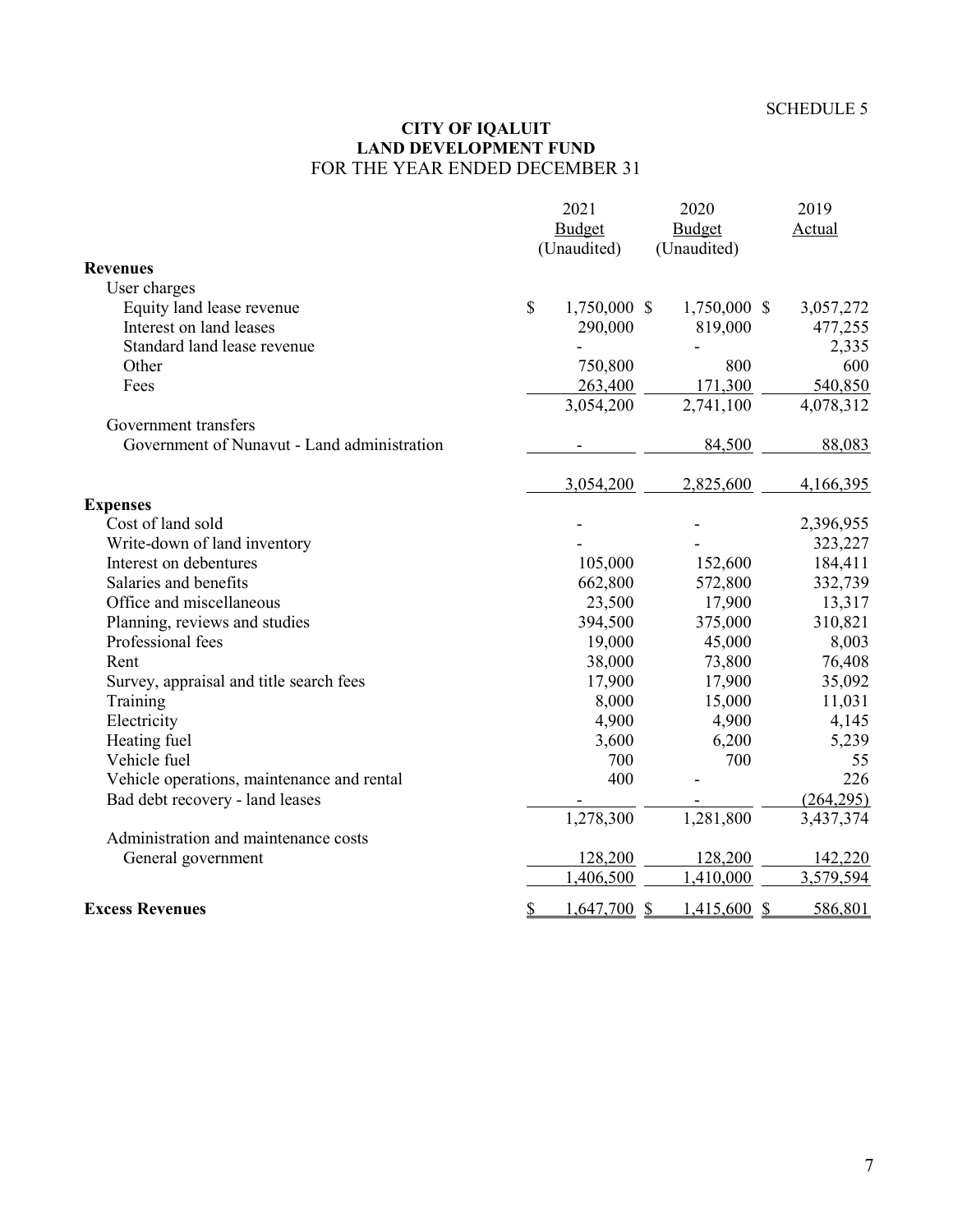SCHEDULE 5

# CITY OF IQALUIT
## LAND DEVELOPMENT FUND
FOR THE YEAR ENDED DECEMBER 31

| | 2021 Budget (Unaudited) | 2020 Budget (Unaudited) | 2019 Actual |
|---|---|---|---|
| **Revenues** | | | |
| User charges | | | |
| Equity land lease revenue | $ 1,750,000 | $ 1,750,000 | $ 3,057,272 |
| Interest on land leases | 290,000 | 819,000 | 477,255 |
| Standard land lease revenue | - | - | 2,335 |
| Other | 750,800 | 800 | 600 |
| Fees | 263,400 | 171,300 | 540,850 |
| | 3,054,200 | 2,741,100 | 4,078,312 |
| Government transfers | | | |
| Government of Nunavut - Land administration | - | 84,500 | 88,083 |
| | 3,054,200 | 2,825,600 | 4,166,395 |
| **Expenses** | | | |
| Cost of land sold | - | - | 2,396,955 |
| Write-down of land inventory | - | - | 323,227 |
| Interest on debentures | 105,000 | 152,600 | 184,411 |
| Salaries and benefits | 662,800 | 572,800 | 332,739 |
| Office and miscellaneous | 23,500 | 17,900 | 13,317 |
| Planning, reviews and studies | 394,500 | 375,000 | 310,821 |
| Professional fees | 19,000 | 45,000 | 8,003 |
| Rent | 38,000 | 73,800 | 76,408 |
| Survey, appraisal and title search fees | 17,900 | 17,900 | 35,092 |
| Training | 8,000 | 15,000 | 11,031 |
| Electricity | 4,900 | 4,900 | 4,145 |
| Heating fuel | 3,600 | 6,200 | 5,239 |
| Vehicle fuel | 700 | 700 | 55 |
| Vehicle operations, maintenance and rental | 400 | - | 226 |
| Bad debt recovery - land leases | - | - | (264,295) |
| | 1,278,300 | 1,281,800 | 3,437,374 |
| Administration and maintenance costs | | | |
| General government | 128,200 | 128,200 | 142,220 |
| | 1,406,500 | 1,410,000 | 3,579,594 |
| **Excess Revenues** | $ 1,647,700 | $ 1,415,600 | $ 586,801 |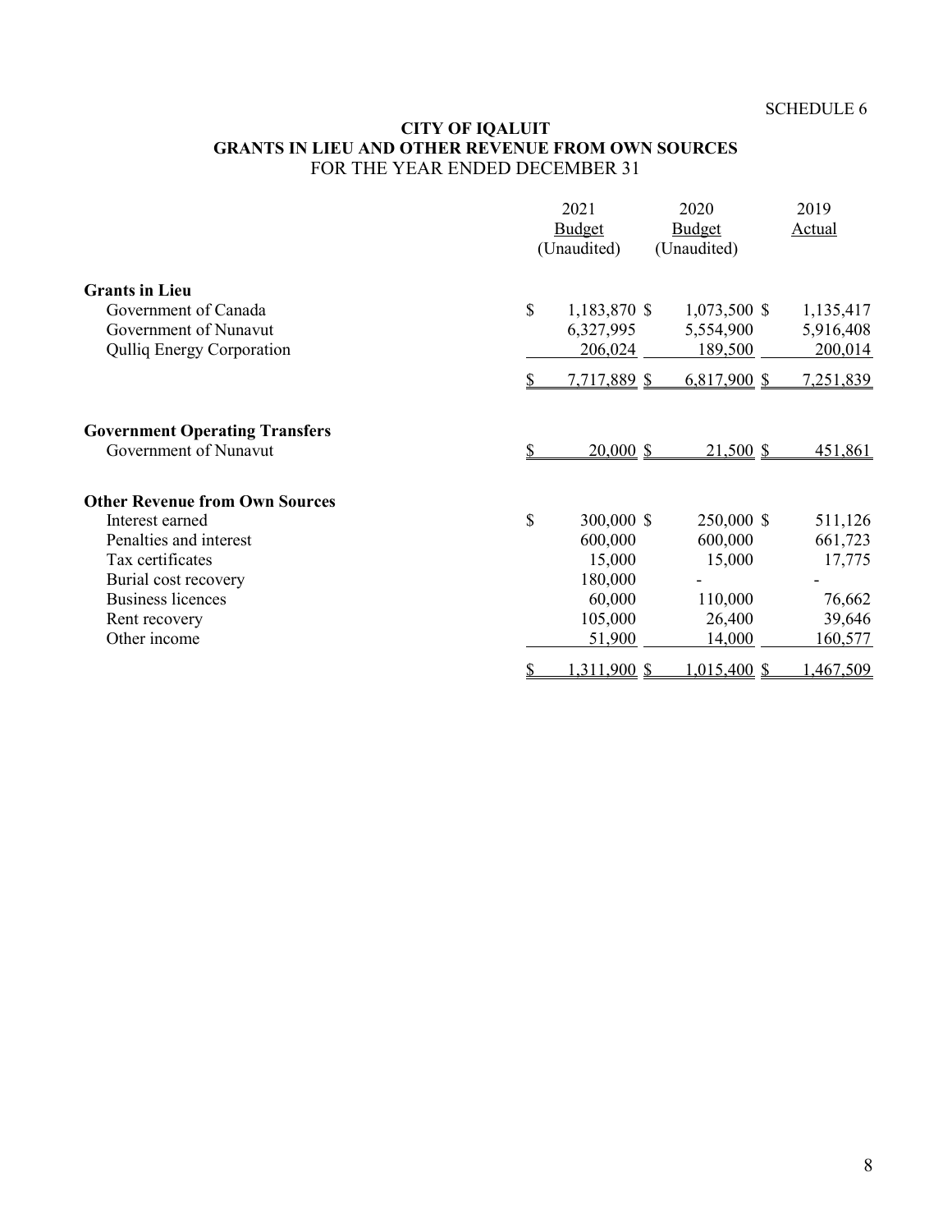SCHEDULE 6

# CITY OF IQALUIT
## GRANTS IN LIEU AND OTHER REVENUE FROM OWN SOURCES
FOR THE YEAR ENDED DECEMBER 31

| | 2021 Budget (Unaudited) | 2020 Budget (Unaudited) | 2019 Actual |
|---|---|---|---|
| **Grants in Lieu** | | | |
| Government of Canada | $ 1,183,870 | $ 1,073,500 | $ 1,135,417 |
| Government of Nunavut | 6,327,995 | 5,554,900 | 5,916,408 |
| Qulliq Energy Corporation | 206,024 | 189,500 | 200,014 |
| | $ 7,717,889 | $ 6,817,900 | $ 7,251,839 |
| **Government Operating Transfers** | | | |
| Government of Nunavut | $ 20,000 | $ 21,500 | $ 451,861 |
| **Other Revenue from Own Sources** | | | |
| Interest earned | $ 300,000 | $ 250,000 | $ 511,126 |
| Penalties and interest | 600,000 | 600,000 | 661,723 |
| Tax certificates | 15,000 | 15,000 | 17,775 |
| Burial cost recovery | 180,000 | - | - |
| Business licences | 60,000 | 110,000 | 76,662 |
| Rent recovery | 105,000 | 26,400 | 39,646 |
| Other income | 51,900 | 14,000 | 160,577 |
| | $ 1,311,900 | $ 1,015,400 | $ 1,467,509 |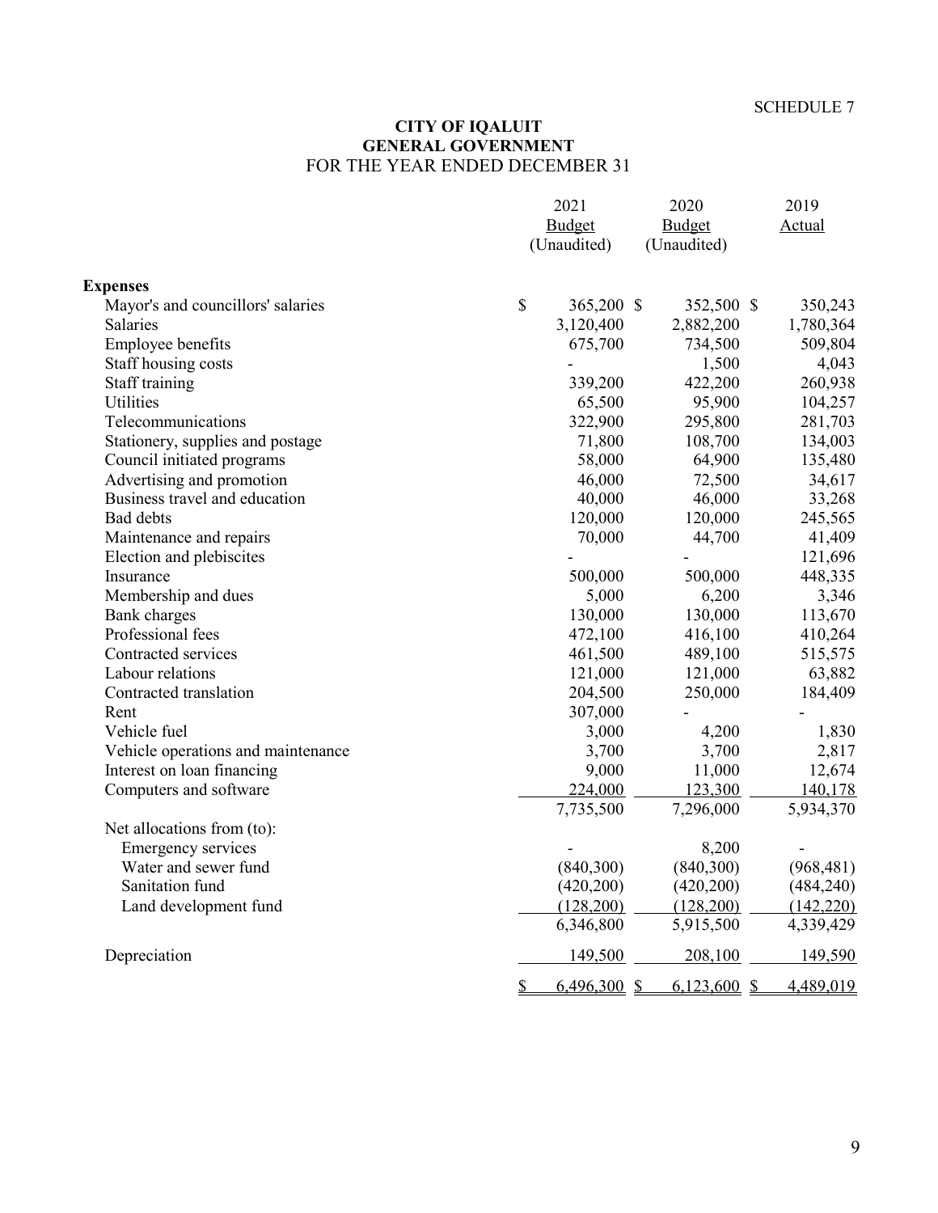SCHEDULE 7

# CITY OF IQALUIT
## GENERAL GOVERNMENT
FOR THE YEAR ENDED DECEMBER 31

| | 2021 Budget (Unaudited) | 2020 Budget (Unaudited) | 2019 Actual |
|---|---|---|---|
| **Expenses** | | | |
| Mayor's and councillors' salaries | $ 365,200 | $ 352,500 | $ 350,243 |
| Salaries | 3,120,400 | 2,882,200 | 1,780,364 |
| Employee benefits | 675,700 | 734,500 | 509,804 |
| Staff housing costs | - | 1,500 | 4,043 |
| Staff training | 339,200 | 422,200 | 260,938 |
| Utilities | 65,500 | 95,900 | 104,257 |
| Telecommunications | 322,900 | 295,800 | 281,703 |
| Stationery, supplies and postage | 71,800 | 108,700 | 134,003 |
| Council initiated programs | 58,000 | 64,900 | 135,480 |
| Advertising and promotion | 46,000 | 72,500 | 34,617 |
| Business travel and education | 40,000 | 46,000 | 33,268 |
| Bad debts | 120,000 | 120,000 | 245,565 |
| Maintenance and repairs | 70,000 | 44,700 | 41,409 |
| Election and plebiscites | - | - | 121,696 |
| Insurance | 500,000 | 500,000 | 448,335 |
| Membership and dues | 5,000 | 6,200 | 3,346 |
| Bank charges | 130,000 | 130,000 | 113,670 |
| Professional fees | 472,100 | 416,100 | 410,264 |
| Contracted services | 461,500 | 489,100 | 515,575 |
| Labour relations | 121,000 | 121,000 | 63,882 |
| Contracted translation | 204,500 | 250,000 | 184,409 |
| Rent | 307,000 | - | - |
| Vehicle fuel | 3,000 | 4,200 | 1,830 |
| Vehicle operations and maintenance | 3,700 | 3,700 | 2,817 |
| Interest on loan financing | 9,000 | 11,000 | 12,674 |
| Computers and software | 224,000 | 123,300 | 140,178 |
| | 7,735,500 | 7,296,000 | 5,934,370 |
| Net allocations from (to): | | | |
| Emergency services | - | 8,200 | - |
| Water and sewer fund | (840,300) | (840,300) | (968,481) |
| Sanitation fund | (420,200) | (420,200) | (484,240) |
| Land development fund | (128,200) | (128,200) | (142,220) |
| | 6,346,800 | 5,915,500 | 4,339,429 |
| Depreciation | 149,500 | 208,100 | 149,590 |
| | $ 6,496,300 | $ 6,123,600 | $ 4,489,019 |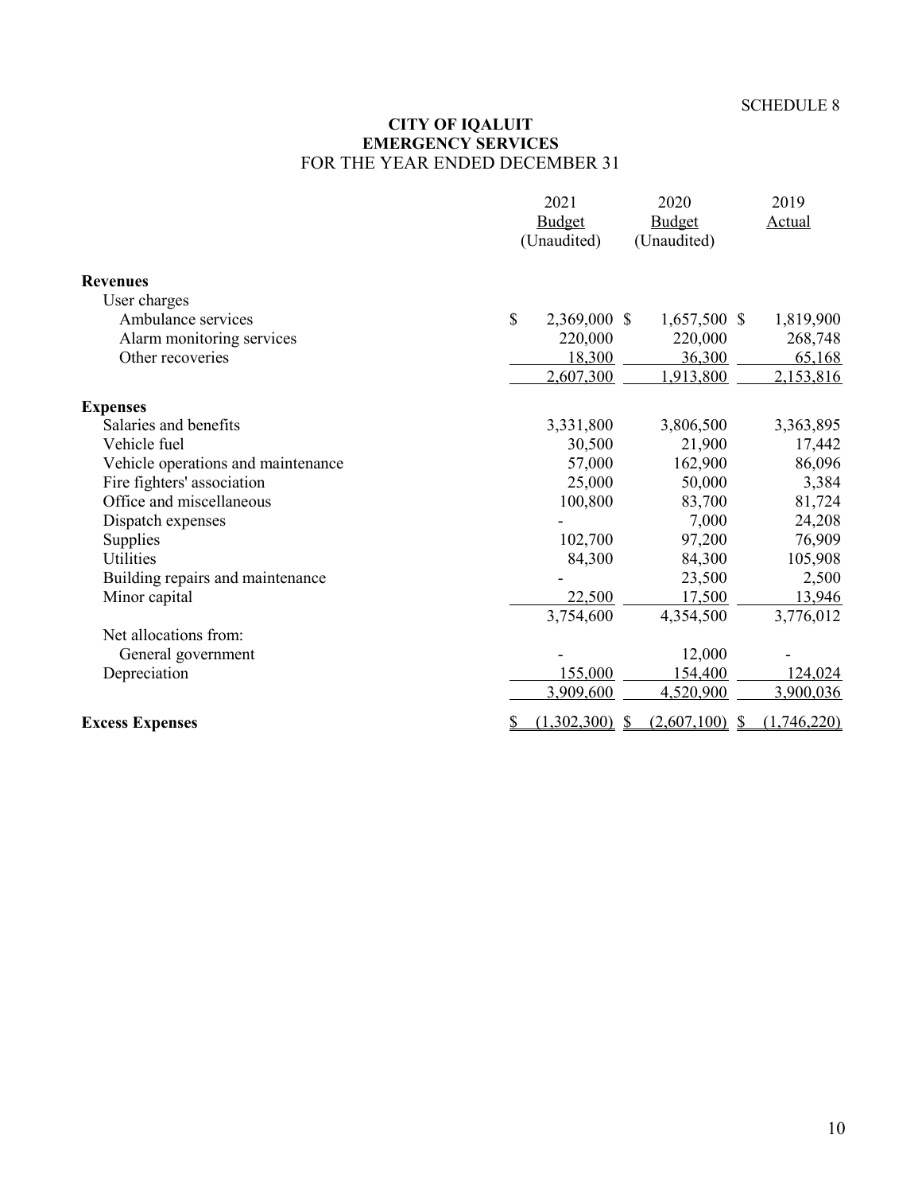SCHEDULE 8

# CITY OF IQALUIT
## EMERGENCY SERVICES
FOR THE YEAR ENDED DECEMBER 31

| | 2021 Budget (Unaudited) | 2020 Budget (Unaudited) | 2019 Actual |
|---|---|---|---|
| **Revenues** | | | |
| User charges | | | |
| Ambulance services | $ 2,369,000 | $ 1,657,500 | $ 1,819,900 |
| Alarm monitoring services | 220,000 | 220,000 | 268,748 |
| Other recoveries | 18,300 | 36,300 | 65,168 |
| | 2,607,300 | 1,913,800 | 2,153,816 |
| **Expenses** | | | |
| Salaries and benefits | 3,331,800 | 3,806,500 | 3,363,895 |
| Vehicle fuel | 30,500 | 21,900 | 17,442 |
| Vehicle operations and maintenance | 57,000 | 162,900 | 86,096 |
| Fire fighters' association | 25,000 | 50,000 | 3,384 |
| Office and miscellaneous | 100,800 | 83,700 | 81,724 |
| Dispatch expenses | - | 7,000 | 24,208 |
| Supplies | 102,700 | 97,200 | 76,909 |
| Utilities | 84,300 | 84,300 | 105,908 |
| Building repairs and maintenance | - | 23,500 | 2,500 |
| Minor capital | 22,500 | 17,500 | 13,946 |
| | 3,754,600 | 4,354,500 | 3,776,012 |
| Net allocations from: | | | |
| General government | - | 12,000 | - |
| Depreciation | 155,000 | 154,400 | 124,024 |
| | 3,909,600 | 4,520,900 | 3,900,036 |
| **Excess Expenses** | $ (1,302,300) | $ (2,607,100) | $ (1,746,220) |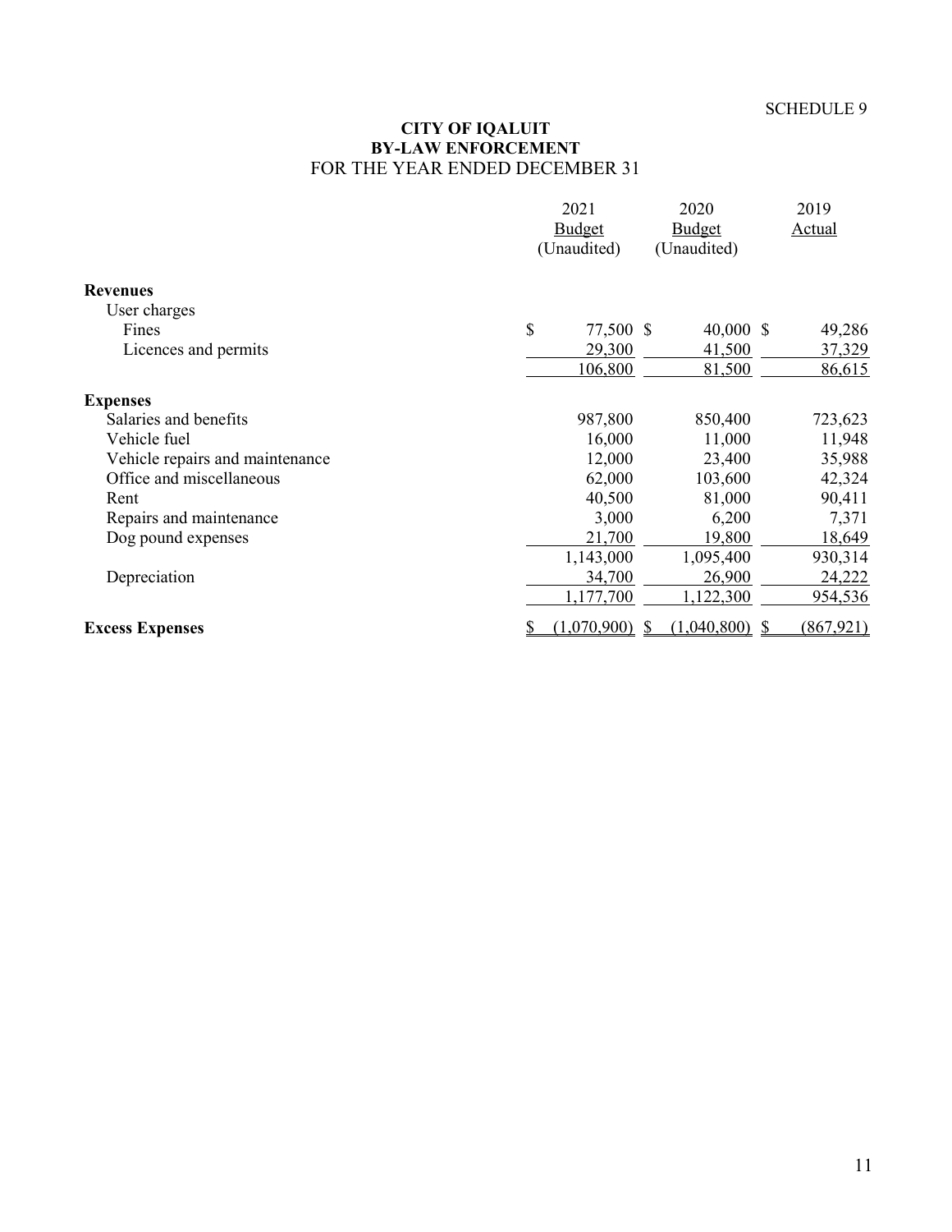SCHEDULE 9

# CITY OF IQALUIT
## BY-LAW ENFORCEMENT
FOR THE YEAR ENDED DECEMBER 31

| | 2021 Budget (Unaudited) | 2020 Budget (Unaudited) | 2019 Actual |
|---|---|---|---|
| **Revenues** | | | |
| User charges | | | |
| Fines | $ 77,500 | $ 40,000 | $ 49,286 |
| Licences and permits | 29,300 | 41,500 | 37,329 |
| | 106,800 | 81,500 | 86,615 |
| **Expenses** | | | |
| Salaries and benefits | 987,800 | 850,400 | 723,623 |
| Vehicle fuel | 16,000 | 11,000 | 11,948 |
| Vehicle repairs and maintenance | 12,000 | 23,400 | 35,988 |
| Office and miscellaneous | 62,000 | 103,600 | 42,324 |
| Rent | 40,500 | 81,000 | 90,411 |
| Repairs and maintenance | 3,000 | 6,200 | 7,371 |
| Dog pound expenses | 21,700 | 19,800 | 18,649 |
| | 1,143,000 | 1,095,400 | 930,314 |
| Depreciation | 34,700 | 26,900 | 24,222 |
| | 1,177,700 | 1,122,300 | 954,536 |
| **Excess Expenses** | $ (1,070,900) | $ (1,040,800) | $ (867,921) |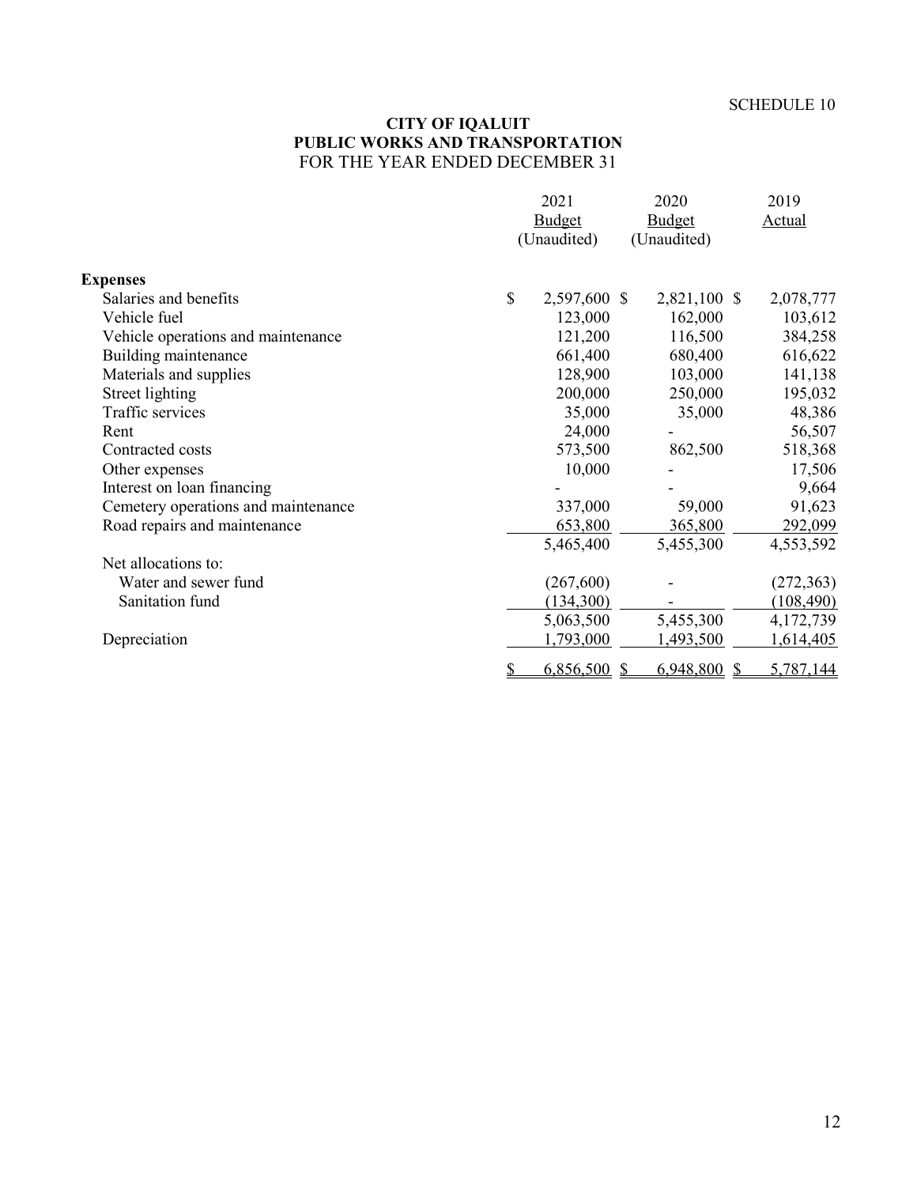SCHEDULE 10

**CITY OF IQALUIT**
**PUBLIC WORKS AND TRANSPORTATION**
FOR THE YEAR ENDED DECEMBER 31

| | 2021 Budget (Unaudited) | 2020 Budget (Unaudited) | 2019 Actual |
|---|---|---|---|
| **Expenses** | | | |
| Salaries and benefits | $ 2,597,600 | $ 2,821,100 | $ 2,078,777 |
| Vehicle fuel | 123,000 | 162,000 | 103,612 |
| Vehicle operations and maintenance | 121,200 | 116,500 | 384,258 |
| Building maintenance | 661,400 | 680,400 | 616,622 |
| Materials and supplies | 128,900 | 103,000 | 141,138 |
| Street lighting | 200,000 | 250,000 | 195,032 |
| Traffic services | 35,000 | 35,000 | 48,386 |
| Rent | 24,000 | - | 56,507 |
| Contracted costs | 573,500 | 862,500 | 518,368 |
| Other expenses | 10,000 | - | 17,506 |
| Interest on loan financing | - | - | 9,664 |
| Cemetery operations and maintenance | 337,000 | 59,000 | 91,623 |
| Road repairs and maintenance | 653,800 | 365,800 | 292,099 |
| | 5,465,400 | 5,455,300 | 4,553,592 |
| Net allocations to: | | | |
| Water and sewer fund | (267,600) | - | (272,363) |
| Sanitation fund | (134,300) | - | (108,490) |
| | 5,063,500 | 5,455,300 | 4,172,739 |
| Depreciation | 1,793,000 | 1,493,500 | 1,614,405 |
| | $ 6,856,500 | $ 6,948,800 | $ 5,787,144 |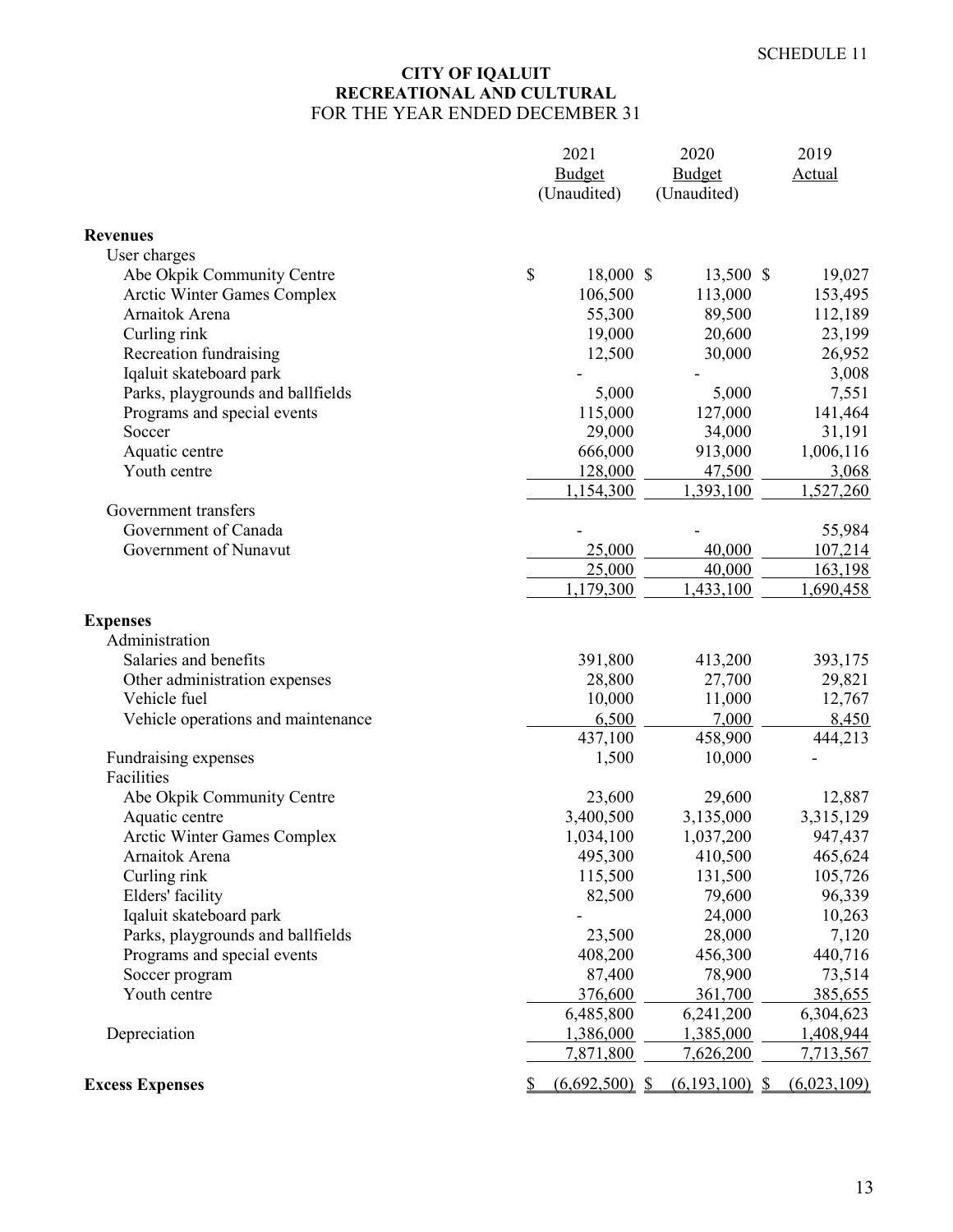SCHEDULE 11

# CITY OF IQALUIT
## RECREATIONAL AND CULTURAL
FOR THE YEAR ENDED DECEMBER 31

| | 2021 Budget (Unaudited) | 2020 Budget (Unaudited) | 2019 Actual |
|---|---|---|---|
| **Revenues** | | | |
| User charges | | | |
| Abe Okpik Community Centre | $ 18,000 | $ 13,500 | $ 19,027 |
| Arctic Winter Games Complex | 106,500 | 113,000 | 153,495 |
| Arnaitok Arena | 55,300 | 89,500 | 112,189 |
| Curling rink | 19,000 | 20,600 | 23,199 |
| Recreation fundraising | 12,500 | 30,000 | 26,952 |
| Iqaluit skateboard park | - | - | 3,008 |
| Parks, playgrounds and ballfields | 5,000 | 5,000 | 7,551 |
| Programs and special events | 115,000 | 127,000 | 141,464 |
| Soccer | 29,000 | 34,000 | 31,191 |
| Aquatic centre | 666,000 | 913,000 | 1,006,116 |
| Youth centre | 128,000 | 47,500 | 3,068 |
| | 1,154,300 | 1,393,100 | 1,527,260 |
| Government transfers | | | |
| Government of Canada | - | - | 55,984 |
| Government of Nunavut | 25,000 | 40,000 | 107,214 |
| | 25,000 | 40,000 | 163,198 |
| | 1,179,300 | 1,433,100 | 1,690,458 |
| **Expenses** | | | |
| Administration | | | |
| Salaries and benefits | 391,800 | 413,200 | 393,175 |
| Other administration expenses | 28,800 | 27,700 | 29,821 |
| Vehicle fuel | 10,000 | 11,000 | 12,767 |
| Vehicle operations and maintenance | 6,500 | 7,000 | 8,450 |
| | 437,100 | 458,900 | 444,213 |
| Fundraising expenses | 1,500 | 10,000 | - |
| Facilities | | | |
| Abe Okpik Community Centre | 23,600 | 29,600 | 12,887 |
| Aquatic centre | 3,400,500 | 3,135,000 | 3,315,129 |
| Arctic Winter Games Complex | 1,034,100 | 1,037,200 | 947,437 |
| Arnaitok Arena | 495,300 | 410,500 | 465,624 |
| Curling rink | 115,500 | 131,500 | 105,726 |
| Elders' facility | 82,500 | 79,600 | 96,339 |
| Iqaluit skateboard park | - | 24,000 | 10,263 |
| Parks, playgrounds and ballfields | 23,500 | 28,000 | 7,120 |
| Programs and special events | 408,200 | 456,300 | 440,716 |
| Soccer program | 87,400 | 78,900 | 73,514 |
| Youth centre | 376,600 | 361,700 | 385,655 |
| | 6,485,800 | 6,241,200 | 6,304,623 |
| Depreciation | 1,386,000 | 1,385,000 | 1,408,944 |
| | 7,871,800 | 7,626,200 | 7,713,567 |
| **Excess Expenses** | $ (6,692,500) | $ (6,193,100) | $ (6,023,109) |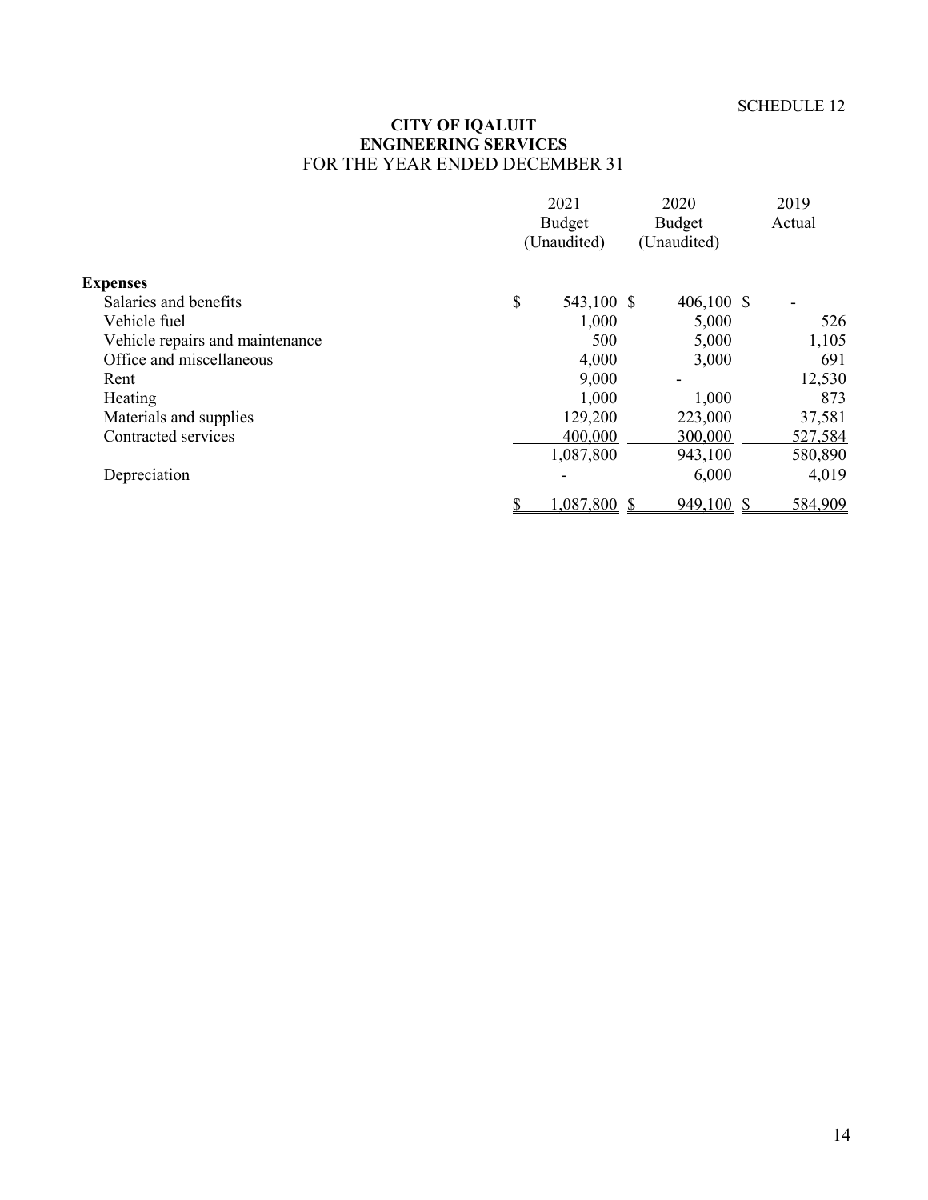SCHEDULE 12

**CITY OF IQALUIT**
**ENGINEERING SERVICES**
FOR THE YEAR ENDED DECEMBER 31

| | 2021 Budget (Unaudited) | 2020 Budget (Unaudited) | 2019 Actual |
|---|---|---|---|
| **Expenses** | | | |
| Salaries and benefits | $ 543,100 | $ 406,100 | $ - |
| Vehicle fuel | 1,000 | 5,000 | 526 |
| Vehicle repairs and maintenance | 500 | 5,000 | 1,105 |
| Office and miscellaneous | 4,000 | 3,000 | 691 |
| Rent | 9,000 | - | 12,530 |
| Heating | 1,000 | 1,000 | 873 |
| Materials and supplies | 129,200 | 223,000 | 37,581 |
| Contracted services | 400,000 | 300,000 | 527,584 |
| | 1,087,800 | 943,100 | 580,890 |
| Depreciation | - | 6,000 | 4,019 |
| | $ 1,087,800 | $ 949,100 | $ 584,909 |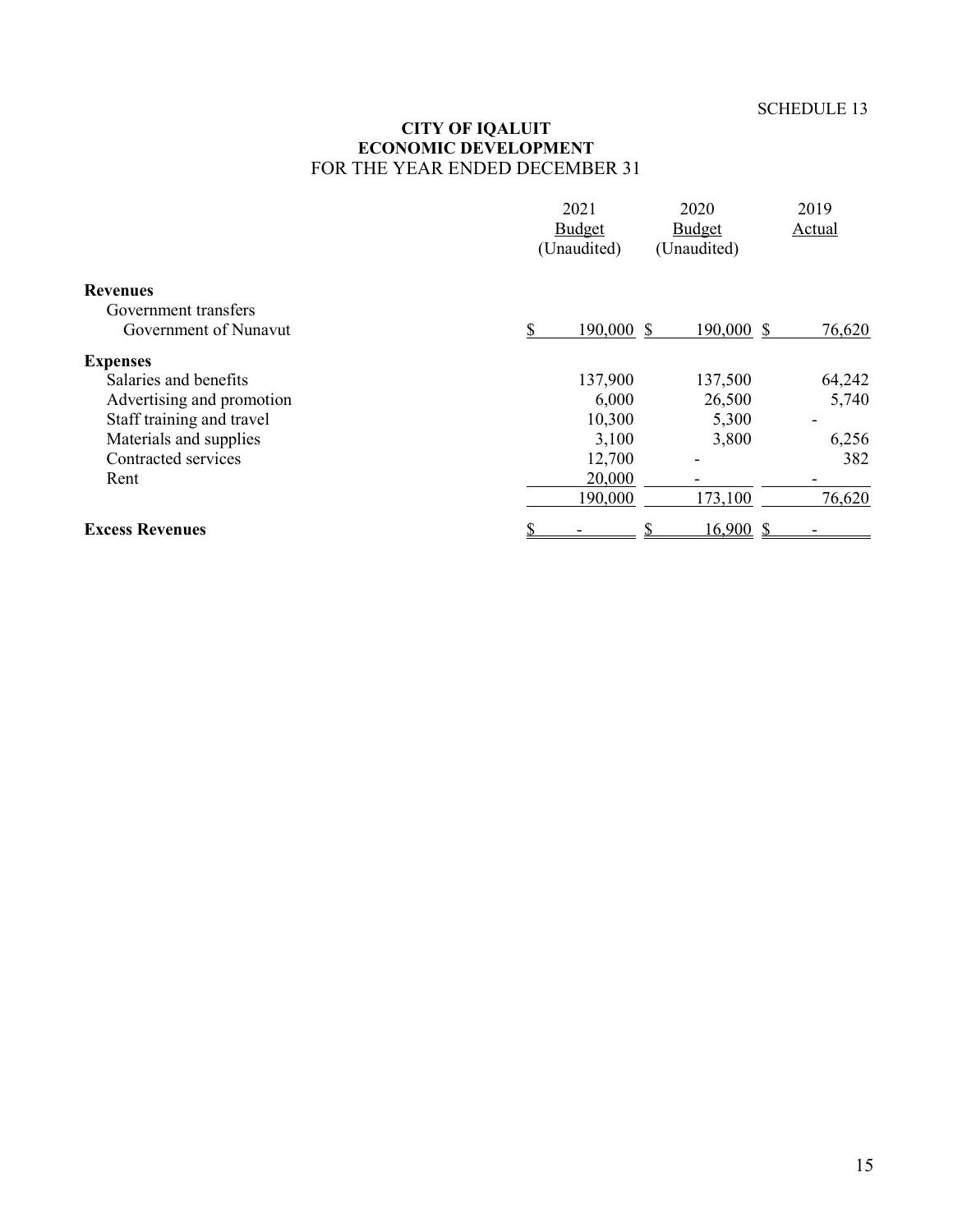SCHEDULE 13

**CITY OF IQALUIT**
**ECONOMIC DEVELOPMENT**
FOR THE YEAR ENDED DECEMBER 31

| | 2021 Budget (Unaudited) | 2020 Budget (Unaudited) | 2019 Actual |
|---|---|---|---|
| **Revenues** | | | |
| Government transfers | | | |
| Government of Nunavut | $ 190,000 | $ 190,000 | $ 76,620 |
| **Expenses** | | | |
| Salaries and benefits | 137,900 | 137,500 | 64,242 |
| Advertising and promotion | 6,000 | 26,500 | 5,740 |
| Staff training and travel | 10,300 | 5,300 | - |
| Materials and supplies | 3,100 | 3,800 | 6,256 |
| Contracted services | 12,700 | - | 382 |
| Rent | 20,000 | - | - |
| | 190,000 | 173,100 | 76,620 |
| **Excess Revenues** | $ - | $ 16,900 | $ - |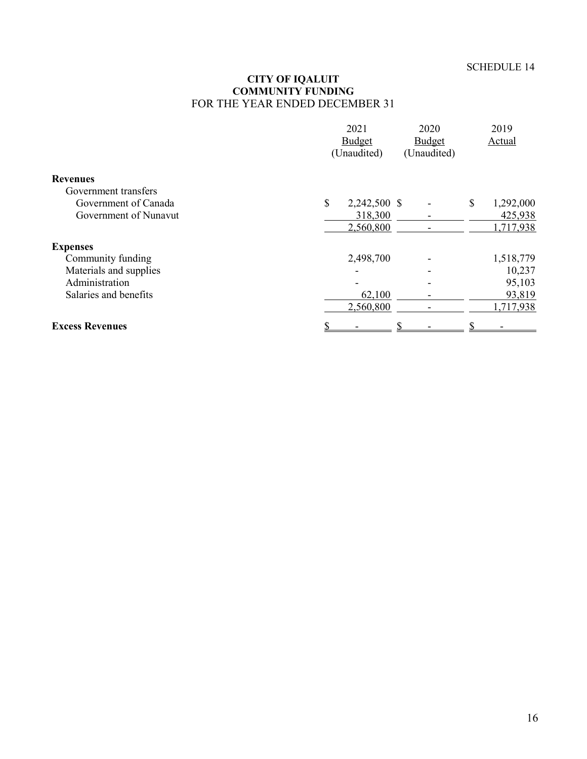SCHEDULE 14

# CITY OF IQALUIT
## COMMUNITY FUNDING
### FOR THE YEAR ENDED DECEMBER 31

| | 2021 Budget (Unaudited) | 2020 Budget (Unaudited) | 2019 Actual |
|---|---|---|---|
| **Revenues** | | | |
| Government transfers | | | |
| Government of Canada | $ 2,242,500 | $ - | $ 1,292,000 |
| Government of Nunavut | 318,300 | - | 425,938 |
| | 2,560,800 | - | 1,717,938 |
| **Expenses** | | | |
| Community funding | 2,498,700 | - | 1,518,779 |
| Materials and supplies | - | - | 10,237 |
| Administration | - | - | 95,103 |
| Salaries and benefits | 62,100 | - | 93,819 |
| | 2,560,800 | - | 1,717,938 |
| **Excess Revenues** | $ - | $ - | $ - |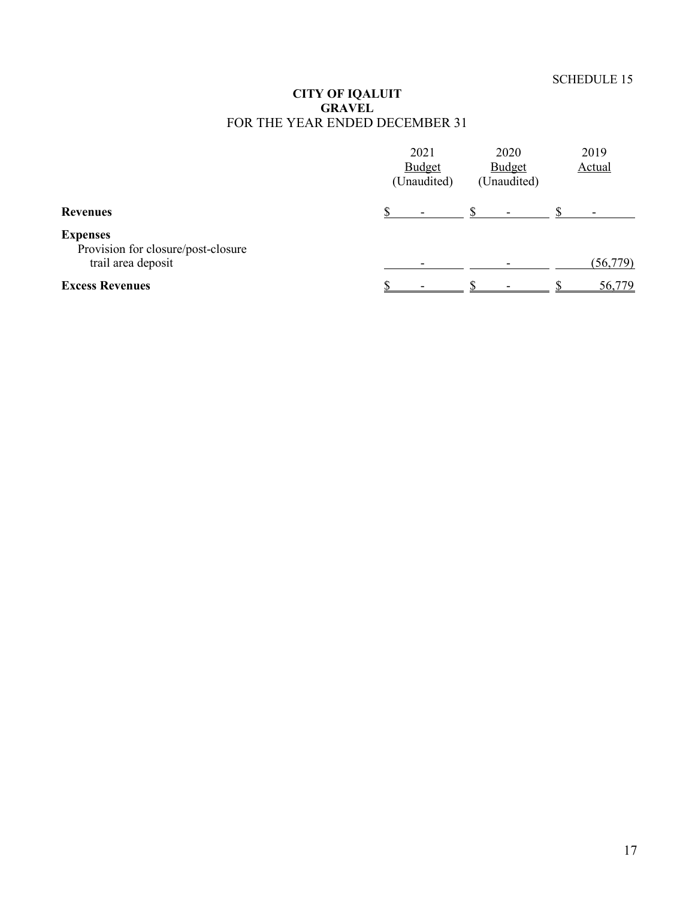SCHEDULE 15

**CITY OF IQALUIT**
**GRAVEL**
FOR THE YEAR ENDED DECEMBER 31

| | 2021 Budget (Unaudited) | 2020 Budget (Unaudited) | 2019 Actual |
|---|---|---|---|
| **Revenues** | $ - | $ - | $ - |
| **Expenses** | | | |
| Provision for closure/post-closure trail area deposit | - | - | (56,779) |
| **Excess Revenues** | $ - | $ - | $ 56,779 |